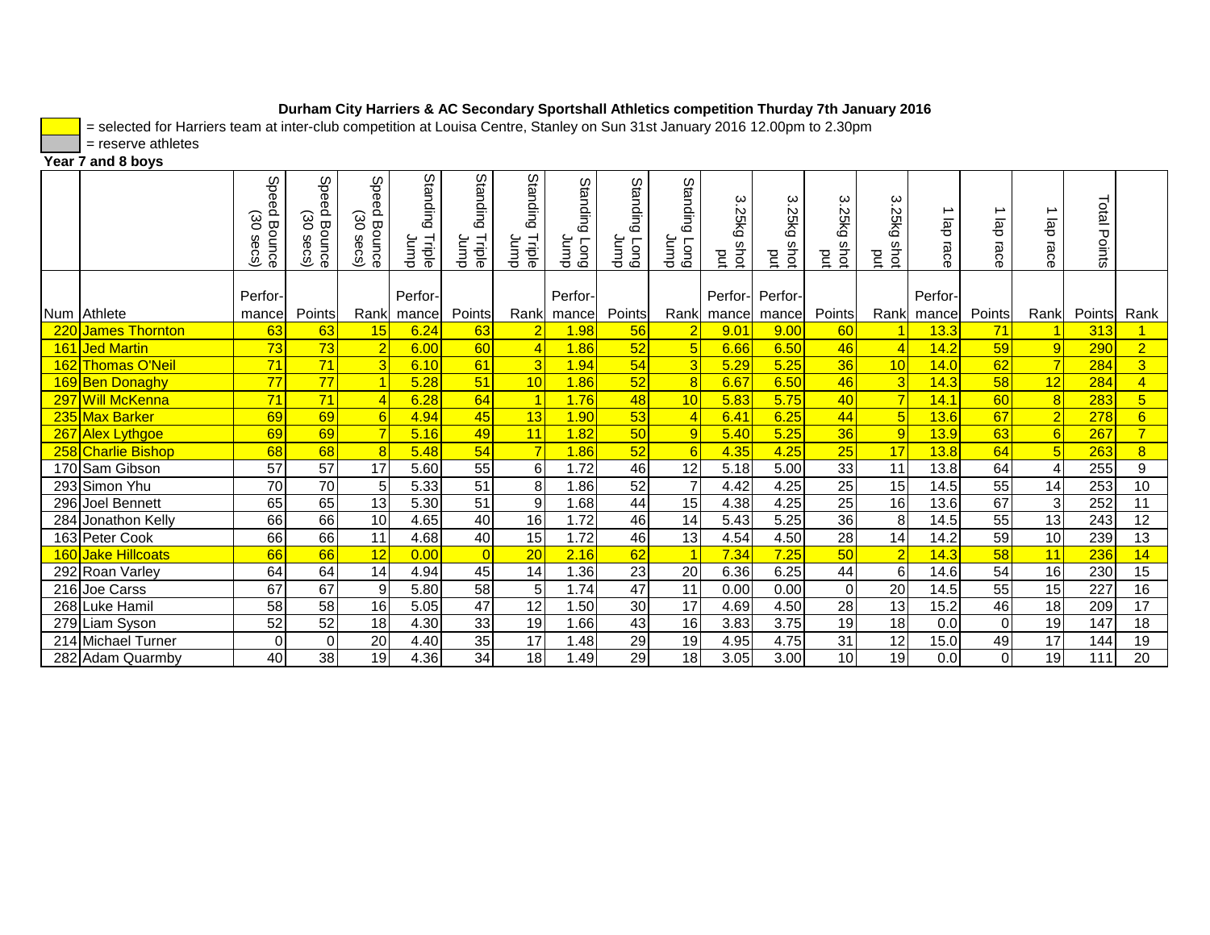**Durham City Harriers & AC Secondary Sportshall Athletics competition Thurday 7th January 2016**

= selected for Harriers team at inter-club competition at Louisa Centre, Stanley on Sun 31st January 2016 12.00pm to 2.30pm

= reserve athletes

**Year 7 and 8 boys**

| | | Speed Bounce (30 secs) | Speed Bounce (30 secs) | Speed Bounce (30 secs) | Standing Triple Jump | Standing Triple Jump | Standing Triple Jump | Standing Long Jump | Standing Long Jump | Standing Long Jump | 3.25kg shot put | 3.25kg shot put | 3.25kg shot put | 3.25kg shot put | 1 lap race | 1 lap race | 1 lap race | Total Points | |
|---|---|---|---|---|---|---|---|---|---|---|---|---|---|---|---|---|---|---|---|
| Num | Athlete | Perfor-mance | Points | Rank | Perfor-mance | Points | Rank | Perfor-mance | Points | Rank | Perfor-mance | Perfor-mance | Points | Rank | Perfor-mance | Points | Rank | Points | Rank |
| 220 | James Thornton | 63 | 63 | 15 | 6.24 | 63 | 2 | 1.98 | 56 | 2 | 9.01 | 9.00 | 60 | 1 | 13.3 | 71 | 1 | 313 | 1 |
| 161 | Jed Martin | 73 | 73 | 2 | 6.00 | 60 | 4 | 1.86 | 52 | 5 | 6.66 | 6.50 | 46 | 4 | 14.2 | 59 | 9 | 290 | 2 |
| 162 | Thomas O'Neil | 71 | 71 | 3 | 6.10 | 61 | 3 | 1.94 | 54 | 3 | 5.29 | 5.25 | 36 | 10 | 14.0 | 62 | 7 | 284 | 3 |
| 169 | Ben Donaghy | 77 | 77 | 1 | 5.28 | 51 | 10 | 1.86 | 52 | 8 | 6.67 | 6.50 | 46 | 3 | 14.3 | 58 | 12 | 284 | 4 |
| 297 | Will McKenna | 71 | 71 | 4 | 6.28 | 64 | 1 | 1.76 | 48 | 10 | 5.83 | 5.75 | 40 | 7 | 14.1 | 60 | 8 | 283 | 5 |
| 235 | Max Barker | 69 | 69 | 6 | 4.94 | 45 | 13 | 1.90 | 53 | 4 | 6.41 | 6.25 | 44 | 5 | 13.6 | 67 | 2 | 278 | 6 |
| 267 | Alex Lythgoe | 69 | 69 | 7 | 5.16 | 49 | 11 | 1.82 | 50 | 9 | 5.40 | 5.25 | 36 | 9 | 13.9 | 63 | 6 | 267 | 7 |
| 258 | Charlie Bishop | 68 | 68 | 8 | 5.48 | 54 | 7 | 1.86 | 52 | 6 | 4.35 | 4.25 | 25 | 17 | 13.8 | 64 | 5 | 263 | 8 |
| 170 | Sam Gibson | 57 | 57 | 17 | 5.60 | 55 | 6 | 1.72 | 46 | 12 | 5.18 | 5.00 | 33 | 11 | 13.8 | 64 | 4 | 255 | 9 |
| 293 | Simon Yhu | 70 | 70 | 5 | 5.33 | 51 | 8 | 1.86 | 52 | 7 | 4.42 | 4.25 | 25 | 15 | 14.5 | 55 | 14 | 253 | 10 |
| 296 | Joel Bennett | 65 | 65 | 13 | 5.30 | 51 | 9 | 1.68 | 44 | 15 | 4.38 | 4.25 | 25 | 16 | 13.6 | 67 | 3 | 252 | 11 |
| 284 | Jonathon Kelly | 66 | 66 | 10 | 4.65 | 40 | 16 | 1.72 | 46 | 14 | 5.43 | 5.25 | 36 | 8 | 14.5 | 55 | 13 | 243 | 12 |
| 163 | Peter Cook | 66 | 66 | 11 | 4.68 | 40 | 15 | 1.72 | 46 | 13 | 4.54 | 4.50 | 28 | 14 | 14.2 | 59 | 10 | 239 | 13 |
| 160 | Jake Hillcoats | 66 | 66 | 12 | 0.00 | 0 | 20 | 2.16 | 62 | 1 | 7.34 | 7.25 | 50 | 2 | 14.3 | 58 | 11 | 236 | 14 |
| 292 | Roan Varley | 64 | 64 | 14 | 4.94 | 45 | 14 | 1.36 | 23 | 20 | 6.36 | 6.25 | 44 | 6 | 14.6 | 54 | 16 | 230 | 15 |
| 216 | Joe Carss | 67 | 67 | 9 | 5.80 | 58 | 5 | 1.74 | 47 | 11 | 0.00 | 0.00 | 0 | 20 | 14.5 | 55 | 15 | 227 | 16 |
| 268 | Luke Hamil | 58 | 58 | 16 | 5.05 | 47 | 12 | 1.50 | 30 | 17 | 4.69 | 4.50 | 28 | 13 | 15.2 | 46 | 18 | 209 | 17 |
| 279 | Liam Syson | 52 | 52 | 18 | 4.30 | 33 | 19 | 1.66 | 43 | 16 | 3.83 | 3.75 | 19 | 18 | 0.0 | 0 | 19 | 147 | 18 |
| 214 | Michael Turner | 0 | 0 | 20 | 4.40 | 35 | 17 | 1.48 | 29 | 19 | 4.95 | 4.75 | 31 | 12 | 15.0 | 49 | 17 | 144 | 19 |
| 282 | Adam Quarmby | 40 | 38 | 19 | 4.36 | 34 | 18 | 1.49 | 29 | 18 | 3.05 | 3.00 | 10 | 19 | 0.0 | 0 | 19 | 111 | 20 |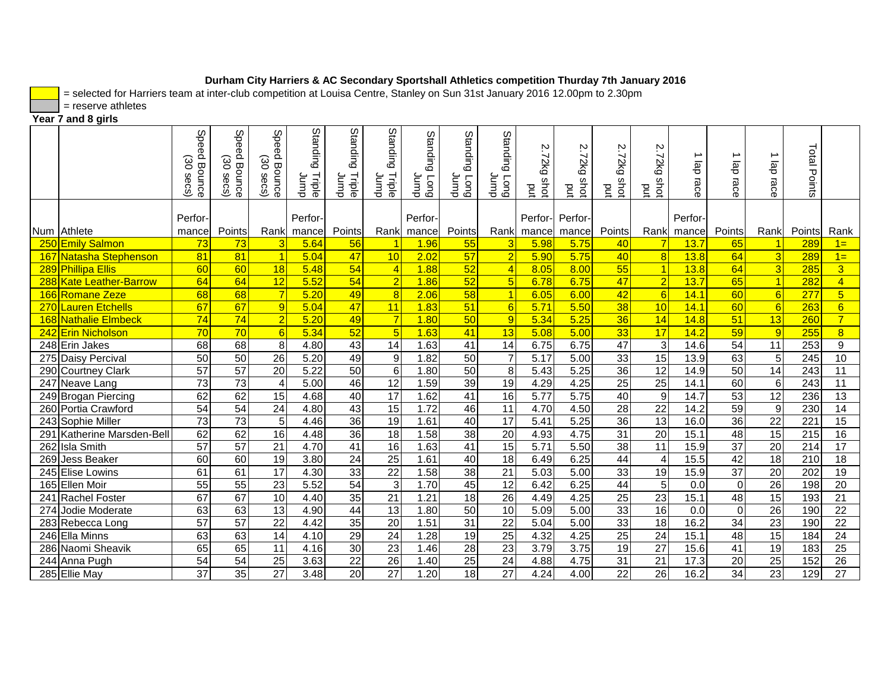**Durham City Harriers & AC Secondary Sportshall Athletics competition Thurday 7th January 2016**

= selected for Harriers team at inter-club competition at Louisa Centre, Stanley on Sun 31st January 2016 12.00pm to 2.30pm

= reserve athletes

**Year 7 and 8 girls**

| | | Speed Bounce (30 secs) | Speed Bounce (30 secs) | Speed Bounce (30 secs) | Standing Triple Jump | Standing Triple Jump | Standing Triple Jump | Standing Long Jump | Standing Long Jump | Standing Long Jump | 2.72kg shot put | 2.72kg shot put | 2.72kg shot put | 2.72kg shot put | 1 lap race | 1 lap race | 1 lap race | Total Points | |
|---|---|---|---|---|---|---|---|---|---|---|---|---|---|---|---|---|---|---|---|
| Num | Athlete | Perfor-mance | Points | Rank | Perfor-mance | Points | Rank | Perfor-mance | Points | Rank | Perfor-mance | Perfor-mance | Points | Rank | Perfor-mance | Points | Rank | Points | Rank |
| 250 | Emily Salmon | 73 | 73 | 3 | 5.64 | 56 | 1 | 1.96 | 55 | 3 | 5.98 | 5.75 | 40 | 7 | 13.7 | 65 | 1 | 289 | 1= |
| 167 | Natasha Stephenson | 81 | 81 | 1 | 5.04 | 47 | 10 | 2.02 | 57 | 2 | 5.90 | 5.75 | 40 | 8 | 13.8 | 64 | 3 | 289 | 1= |
| 289 | Phillipa Ellis | 60 | 60 | 18 | 5.48 | 54 | 4 | 1.88 | 52 | 4 | 8.05 | 8.00 | 55 | 1 | 13.8 | 64 | 3 | 285 | 3 |
| 288 | Kate Leather-Barrow | 64 | 64 | 12 | 5.52 | 54 | 2 | 1.86 | 52 | 5 | 6.78 | 6.75 | 47 | 2 | 13.7 | 65 | 1 | 282 | 4 |
| 166 | Romane Zeze | 68 | 68 | 7 | 5.20 | 49 | 8 | 2.06 | 58 | 1 | 6.05 | 6.00 | 42 | 6 | 14.1 | 60 | 6 | 277 | 5 |
| 270 | Lauren Etchells | 67 | 67 | 9 | 5.04 | 47 | 11 | 1.83 | 51 | 6 | 5.71 | 5.50 | 38 | 10 | 14.1 | 60 | 6 | 263 | 6 |
| 168 | Nathalie Elmbeck | 74 | 74 | 2 | 5.20 | 49 | 7 | 1.80 | 50 | 9 | 5.34 | 5.25 | 36 | 14 | 14.8 | 51 | 13 | 260 | 7 |
| 242 | Erin Nicholson | 70 | 70 | 6 | 5.34 | 52 | 5 | 1.63 | 41 | 13 | 5.08 | 5.00 | 33 | 17 | 14.2 | 59 | 9 | 255 | 8 |
| 248 | Erin Jakes | 68 | 68 | 8 | 4.80 | 43 | 14 | 1.63 | 41 | 14 | 6.75 | 6.75 | 47 | 3 | 14.6 | 54 | 11 | 253 | 9 |
| 275 | Daisy Percival | 50 | 50 | 26 | 5.20 | 49 | 9 | 1.82 | 50 | 7 | 5.17 | 5.00 | 33 | 15 | 13.9 | 63 | 5 | 245 | 10 |
| 290 | Courtney Clark | 57 | 57 | 20 | 5.22 | 50 | 6 | 1.80 | 50 | 8 | 5.43 | 5.25 | 36 | 12 | 14.9 | 50 | 14 | 243 | 11 |
| 247 | Neave Lang | 73 | 73 | 4 | 5.00 | 46 | 12 | 1.59 | 39 | 19 | 4.29 | 4.25 | 25 | 25 | 14.1 | 60 | 6 | 243 | 11 |
| 249 | Brogan Piercing | 62 | 62 | 15 | 4.68 | 40 | 17 | 1.62 | 41 | 16 | 5.77 | 5.75 | 40 | 9 | 14.7 | 53 | 12 | 236 | 13 |
| 260 | Portia Crawford | 54 | 54 | 24 | 4.80 | 43 | 15 | 1.72 | 46 | 11 | 4.70 | 4.50 | 28 | 22 | 14.2 | 59 | 9 | 230 | 14 |
| 243 | Sophie Miller | 73 | 73 | 5 | 4.46 | 36 | 19 | 1.61 | 40 | 17 | 5.41 | 5.25 | 36 | 13 | 16.0 | 36 | 22 | 221 | 15 |
| 291 | Katherine Marsden-Bell | 62 | 62 | 16 | 4.48 | 36 | 18 | 1.58 | 38 | 20 | 4.93 | 4.75 | 31 | 20 | 15.1 | 48 | 15 | 215 | 16 |
| 262 | Isla Smith | 57 | 57 | 21 | 4.70 | 41 | 16 | 1.63 | 41 | 15 | 5.71 | 5.50 | 38 | 11 | 15.9 | 37 | 20 | 214 | 17 |
| 269 | Jess Beaker | 60 | 60 | 19 | 3.80 | 24 | 25 | 1.61 | 40 | 18 | 6.49 | 6.25 | 44 | 4 | 15.5 | 42 | 18 | 210 | 18 |
| 245 | Elise Lowins | 61 | 61 | 17 | 4.30 | 33 | 22 | 1.58 | 38 | 21 | 5.03 | 5.00 | 33 | 19 | 15.9 | 37 | 20 | 202 | 19 |
| 165 | Ellen Moir | 55 | 55 | 23 | 5.52 | 54 | 3 | 1.70 | 45 | 12 | 6.42 | 6.25 | 44 | 5 | 0.0 | 0 | 26 | 198 | 20 |
| 241 | Rachel Foster | 67 | 67 | 10 | 4.40 | 35 | 21 | 1.21 | 18 | 26 | 4.49 | 4.25 | 25 | 23 | 15.1 | 48 | 15 | 193 | 21 |
| 274 | Jodie Moderate | 63 | 63 | 13 | 4.90 | 44 | 13 | 1.80 | 50 | 10 | 5.09 | 5.00 | 33 | 16 | 0.0 | 0 | 26 | 190 | 22 |
| 283 | Rebecca Long | 57 | 57 | 22 | 4.42 | 35 | 20 | 1.51 | 31 | 22 | 5.04 | 5.00 | 33 | 18 | 16.2 | 34 | 23 | 190 | 22 |
| 246 | Ella Minns | 63 | 63 | 14 | 4.10 | 29 | 24 | 1.28 | 19 | 25 | 4.32 | 4.25 | 25 | 24 | 15.1 | 48 | 15 | 184 | 24 |
| 286 | Naomi Sheavik | 65 | 65 | 11 | 4.16 | 30 | 23 | 1.46 | 28 | 23 | 3.79 | 3.75 | 19 | 27 | 15.6 | 41 | 19 | 183 | 25 |
| 244 | Anna Pugh | 54 | 54 | 25 | 3.63 | 22 | 26 | 1.40 | 25 | 24 | 4.88 | 4.75 | 31 | 21 | 17.3 | 20 | 25 | 152 | 26 |
| 285 | Ellie May | 37 | 35 | 27 | 3.48 | 20 | 27 | 1.20 | 18 | 27 | 4.24 | 4.00 | 22 | 26 | 16.2 | 34 | 23 | 129 | 27 |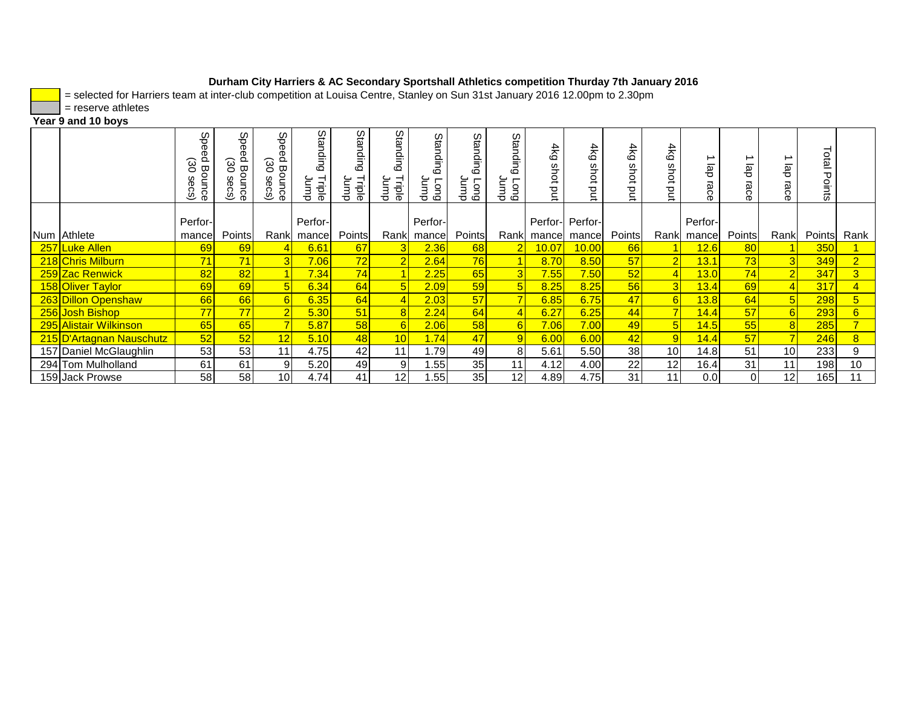**Durham City Harriers & AC Secondary Sportshall Athletics competition Thurday 7th January 2016**

= selected for Harriers team at inter-club competition at Louisa Centre, Stanley on Sun 31st January 2016 12.00pm to 2.30pm

= reserve athletes

**Year 9 and 10 boys**

| Num | Athlete | Speed Bounce (30 secs) Performance | Speed Bounce (30 secs) Points | Speed Bounce (30 secs) Rank | Standing Triple Jump Performance | Standing Triple Jump Points | Standing Triple Jump Rank | Standing Long Jump Performance | Standing Long Jump Points | Standing Long Jump Rank | 4kg shot put Performance | 4kg shot put Performance | 4kg shot put Points | 4kg shot put Rank | 1 lap race Performance | 1 lap race Points | 1 lap race Rank | Total Points | Rank |
|---|---|---|---|---|---|---|---|---|---|---|---|---|---|---|---|---|---|---|---|
| 257 | Luke Allen | 69 | 69 | 4 | 6.61 | 67 | 3 | 2.36 | 68 | 2 | 10.07 | 10.00 | 66 | 1 | 12.6 | 80 | 1 | 350 | 1 |
| 218 | Chris Milburn | 71 | 71 | 3 | 7.06 | 72 | 2 | 2.64 | 76 | 1 | 8.70 | 8.50 | 57 | 2 | 13.1 | 73 | 3 | 349 | 2 |
| 259 | Zac Renwick | 82 | 82 | 1 | 7.34 | 74 | 1 | 2.25 | 65 | 3 | 7.55 | 7.50 | 52 | 4 | 13.0 | 74 | 2 | 347 | 3 |
| 158 | Oliver Taylor | 69 | 69 | 5 | 6.34 | 64 | 5 | 2.09 | 59 | 5 | 8.25 | 8.25 | 56 | 3 | 13.4 | 69 | 4 | 317 | 4 |
| 263 | Dillon Openshaw | 66 | 66 | 6 | 6.35 | 64 | 4 | 2.03 | 57 | 7 | 6.85 | 6.75 | 47 | 6 | 13.8 | 64 | 5 | 298 | 5 |
| 256 | Josh Bishop | 77 | 77 | 2 | 5.30 | 51 | 8 | 2.24 | 64 | 4 | 6.27 | 6.25 | 44 | 7 | 14.4 | 57 | 6 | 293 | 6 |
| 295 | Alistair Wilkinson | 65 | 65 | 7 | 5.87 | 58 | 6 | 2.06 | 58 | 6 | 7.06 | 7.00 | 49 | 5 | 14.5 | 55 | 8 | 285 | 7 |
| 215 | D'Artagnan Nauschutz | 52 | 52 | 12 | 5.10 | 48 | 10 | 1.74 | 47 | 9 | 6.00 | 6.00 | 42 | 9 | 14.4 | 57 | 7 | 246 | 8 |
| 157 | Daniel McGlaughlin | 53 | 53 | 11 | 4.75 | 42 | 11 | 1.79 | 49 | 8 | 5.61 | 5.50 | 38 | 10 | 14.8 | 51 | 10 | 233 | 9 |
| 294 | Tom Mulholland | 61 | 61 | 9 | 5.20 | 49 | 9 | 1.55 | 35 | 11 | 4.12 | 4.00 | 22 | 12 | 16.4 | 31 | 11 | 198 | 10 |
| 159 | Jack Prowse | 58 | 58 | 10 | 4.74 | 41 | 12 | 1.55 | 35 | 12 | 4.89 | 4.75 | 31 | 11 | 0.0 | 0 | 12 | 165 | 11 |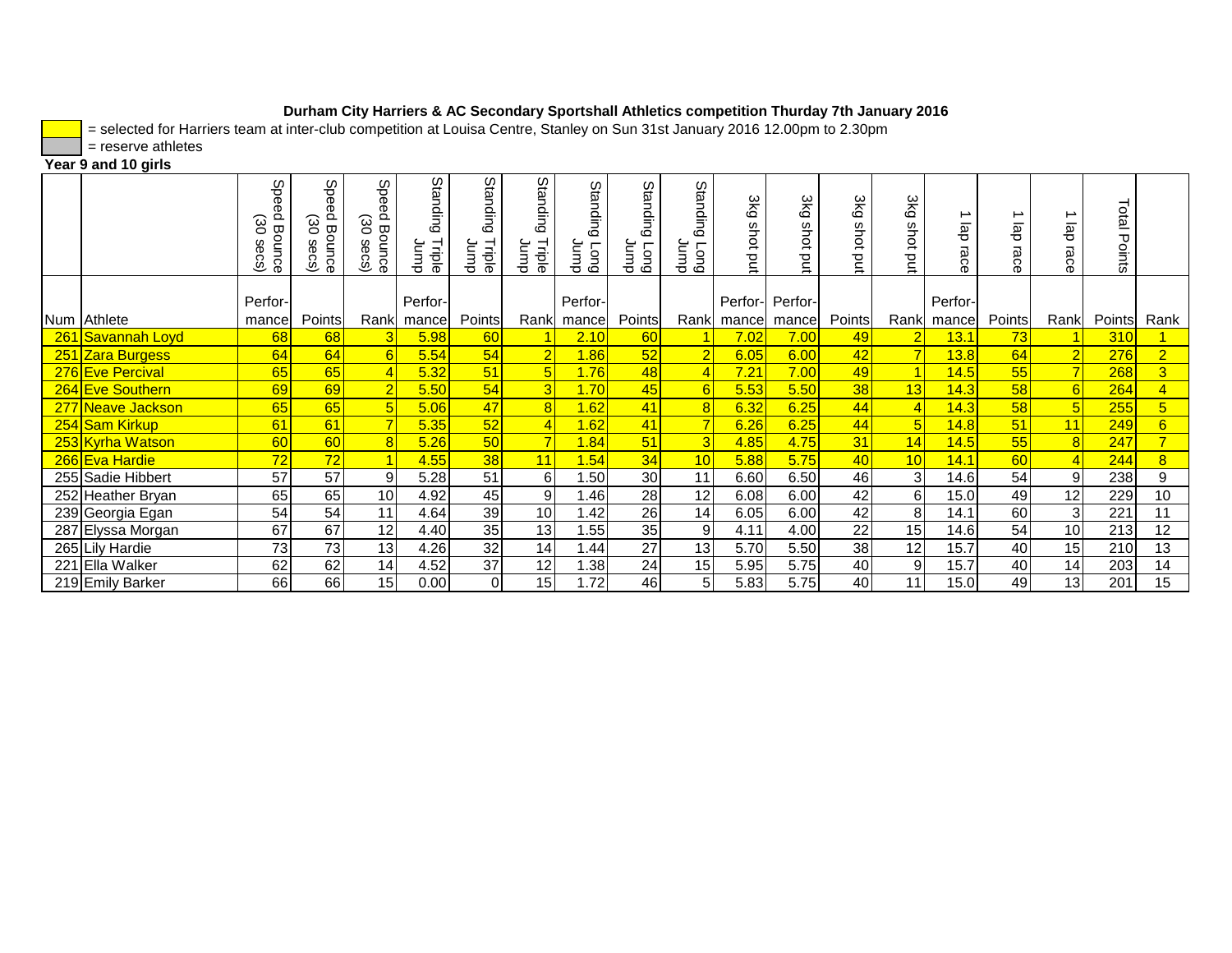**Durham City Harriers & AC Secondary Sportshall Athletics competition Thurday 7th January 2016**

= selected for Harriers team at inter-club competition at Louisa Centre, Stanley on Sun 31st January 2016 12.00pm to 2.30pm

= reserve athletes

**Year 9 and 10 girls**

| | | Speed Bounce (30 secs) | Speed Bounce (30 secs) | Speed Bounce (30 secs) | Standing Triple Jump | Standing Triple Jump | Standing Triple Jump | Standing Long Jump | Standing Long Jump | Standing Long Jump | 3kg shot put | 3kg shot put | 3kg shot put | 3kg shot put | 1 lap race | 1 lap race | 1 lap race | Total Points | |
|---|---|---|---|---|---|---|---|---|---|---|---|---|---|---|---|---|---|---|---|
| Num | Athlete | Performance | Points | Rank | Performance | Points | Rank | Performance | Points | Rank | Performance | Performance | Points | Rank | Performance | Points | Rank | Points | Rank |
| 261 | Savannah Loyd | 68 | 68 | 3 | 5.98 | 60 | 1 | 2.10 | 60 | 1 | 7.02 | 7.00 | 49 | 2 | 13.1 | 73 | 1 | 310 | 1 |
| 251 | Zara Burgess | 64 | 64 | 6 | 5.54 | 54 | 2 | 1.86 | 52 | 2 | 6.05 | 6.00 | 42 | 7 | 13.8 | 64 | 2 | 276 | 2 |
| 276 | Eve Percival | 65 | 65 | 4 | 5.32 | 51 | 5 | 1.76 | 48 | 4 | 7.21 | 7.00 | 49 | 1 | 14.5 | 55 | 7 | 268 | 3 |
| 264 | Eve Southern | 69 | 69 | 2 | 5.50 | 54 | 3 | 1.70 | 45 | 6 | 5.53 | 5.50 | 38 | 13 | 14.3 | 58 | 6 | 264 | 4 |
| 277 | Neave Jackson | 65 | 65 | 5 | 5.06 | 47 | 8 | 1.62 | 41 | 8 | 6.32 | 6.25 | 44 | 4 | 14.3 | 58 | 5 | 255 | 5 |
| 254 | Sam Kirkup | 61 | 61 | 7 | 5.35 | 52 | 4 | 1.62 | 41 | 7 | 6.26 | 6.25 | 44 | 5 | 14.8 | 51 | 11 | 249 | 6 |
| 253 | Kyrha Watson | 60 | 60 | 8 | 5.26 | 50 | 7 | 1.84 | 51 | 3 | 4.85 | 4.75 | 31 | 14 | 14.5 | 55 | 8 | 247 | 7 |
| 266 | Eva Hardie | 72 | 72 | 1 | 4.55 | 38 | 11 | 1.54 | 34 | 10 | 5.88 | 5.75 | 40 | 10 | 14.1 | 60 | 4 | 244 | 8 |
| 255 | Sadie Hibbert | 57 | 57 | 9 | 5.28 | 51 | 6 | 1.50 | 30 | 11 | 6.60 | 6.50 | 46 | 3 | 14.6 | 54 | 9 | 238 | 9 |
| 252 | Heather Bryan | 65 | 65 | 10 | 4.92 | 45 | 9 | 1.46 | 28 | 12 | 6.08 | 6.00 | 42 | 6 | 15.0 | 49 | 12 | 229 | 10 |
| 239 | Georgia Egan | 54 | 54 | 11 | 4.64 | 39 | 10 | 1.42 | 26 | 14 | 6.05 | 6.00 | 42 | 8 | 14.1 | 60 | 3 | 221 | 11 |
| 287 | Elyssa Morgan | 67 | 67 | 12 | 4.40 | 35 | 13 | 1.55 | 35 | 9 | 4.11 | 4.00 | 22 | 15 | 14.6 | 54 | 10 | 213 | 12 |
| 265 | Lily Hardie | 73 | 73 | 13 | 4.26 | 32 | 14 | 1.44 | 27 | 13 | 5.70 | 5.50 | 38 | 12 | 15.7 | 40 | 15 | 210 | 13 |
| 221 | Ella Walker | 62 | 62 | 14 | 4.52 | 37 | 12 | 1.38 | 24 | 15 | 5.95 | 5.75 | 40 | 9 | 15.7 | 40 | 14 | 203 | 14 |
| 219 | Emily Barker | 66 | 66 | 15 | 0.00 | 0 | 15 | 1.72 | 46 | 5 | 5.83 | 5.75 | 40 | 11 | 15.0 | 49 | 13 | 201 | 15 |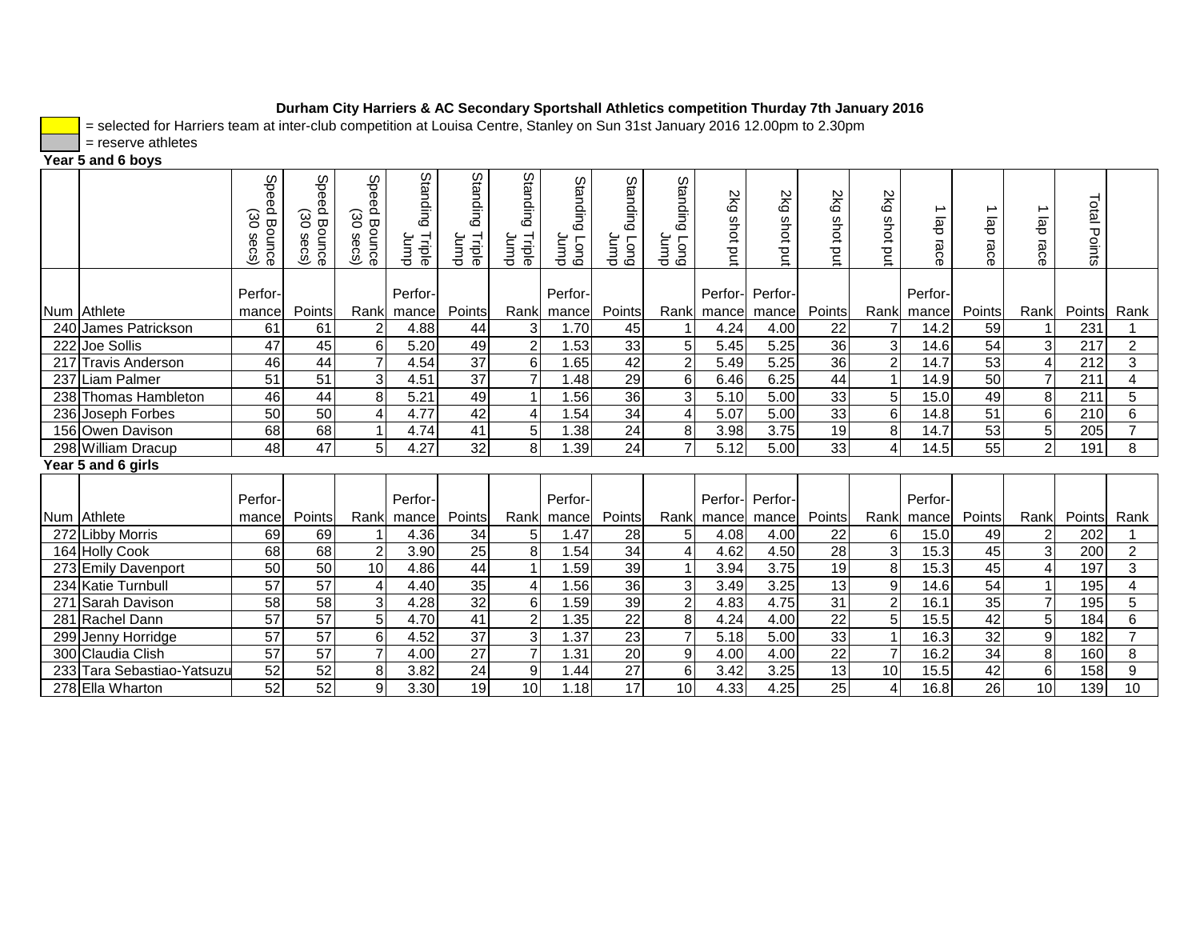**Durham City Harriers & AC Secondary Sportshall Athletics competition Thurday 7th January 2016**

= selected for Harriers team at inter-club competition at Louisa Centre, Stanley on Sun 31st January 2016 12.00pm to 2.30pm

= reserve athletes

**Year 5 and 6 boys**

| | | Speed Bounce (30 secs) | Speed Bounce (30 secs) | Speed Bounce (30 secs) | Standing Triple Jump | Standing Triple Jump | Standing Triple Jump | Standing Long Jump | Standing Long Jump | Standing Long Jump | 2kg shot put | 2kg shot put | 2kg shot put | 2kg shot put | 1 lap race | 1 lap race | 1 lap race | Total Points | |
|---|---|---|---|---|---|---|---|---|---|---|---|---|---|---|---|---|---|---|---|
| Num | Athlete | Performance | Points | Rank | Performance | Points | Rank | Performance | Points | Rank | Performance | Performance | Points | Rank | Performance | Points | Rank | Points | Rank |
| 240 | James Patrickson | 61 | 61 | 2 | 4.88 | 44 | 3 | 1.70 | 45 | 1 | 4.24 | 4.00 | 22 | 7 | 14.2 | 59 | 1 | 231 | 1 |
| 222 | Joe Sollis | 47 | 45 | 6 | 5.20 | 49 | 2 | 1.53 | 33 | 5 | 5.45 | 5.25 | 36 | 3 | 14.6 | 54 | 3 | 217 | 2 |
| 217 | Travis Anderson | 46 | 44 | 7 | 4.54 | 37 | 6 | 1.65 | 42 | 2 | 5.49 | 5.25 | 36 | 2 | 14.7 | 53 | 4 | 212 | 3 |
| 237 | Liam Palmer | 51 | 51 | 3 | 4.51 | 37 | 7 | 1.48 | 29 | 6 | 6.46 | 6.25 | 44 | 1 | 14.9 | 50 | 7 | 211 | 4 |
| 238 | Thomas Hambleton | 46 | 44 | 8 | 5.21 | 49 | 1 | 1.56 | 36 | 3 | 5.10 | 5.00 | 33 | 5 | 15.0 | 49 | 8 | 211 | 5 |
| 236 | Joseph Forbes | 50 | 50 | 4 | 4.77 | 42 | 4 | 1.54 | 34 | 4 | 5.07 | 5.00 | 33 | 6 | 14.8 | 51 | 6 | 210 | 6 |
| 156 | Owen Davison | 68 | 68 | 1 | 4.74 | 41 | 5 | 1.38 | 24 | 8 | 3.98 | 3.75 | 19 | 8 | 14.7 | 53 | 5 | 205 | 7 |
| 298 | William Dracup | 48 | 47 | 5 | 4.27 | 32 | 8 | 1.39 | 24 | 7 | 5.12 | 5.00 | 33 | 4 | 14.5 | 55 | 2 | 191 | 8 |

**Year 5 and 6 girls**

| Num | Athlete | Performance | Points | Rank | Performance | Points | Rank | Performance | Points | Rank | Performance | Performance | Points | Rank | Performance | Points | Rank | Points | Rank |
|---|---|---|---|---|---|---|---|---|---|---|---|---|---|---|---|---|---|---|---|
| 272 | Libby Morris | 69 | 69 | 1 | 4.36 | 34 | 5 | 1.47 | 28 | 5 | 4.08 | 4.00 | 22 | 6 | 15.0 | 49 | 2 | 202 | 1 |
| 164 | Holly Cook | 68 | 68 | 2 | 3.90 | 25 | 8 | 1.54 | 34 | 4 | 4.62 | 4.50 | 28 | 3 | 15.3 | 45 | 3 | 200 | 2 |
| 273 | Emily Davenport | 50 | 50 | 10 | 4.86 | 44 | 1 | 1.59 | 39 | 1 | 3.94 | 3.75 | 19 | 8 | 15.3 | 45 | 4 | 197 | 3 |
| 234 | Katie Turnbull | 57 | 57 | 4 | 4.40 | 35 | 4 | 1.56 | 36 | 3 | 3.49 | 3.25 | 13 | 9 | 14.6 | 54 | 1 | 195 | 4 |
| 271 | Sarah Davison | 58 | 58 | 3 | 4.28 | 32 | 6 | 1.59 | 39 | 2 | 4.83 | 4.75 | 31 | 2 | 16.1 | 35 | 7 | 195 | 5 |
| 281 | Rachel Dann | 57 | 57 | 5 | 4.70 | 41 | 2 | 1.35 | 22 | 8 | 4.24 | 4.00 | 22 | 5 | 15.5 | 42 | 5 | 184 | 6 |
| 299 | Jenny Horridge | 57 | 57 | 6 | 4.52 | 37 | 3 | 1.37 | 23 | 7 | 5.18 | 5.00 | 33 | 1 | 16.3 | 32 | 9 | 182 | 7 |
| 300 | Claudia Clish | 57 | 57 | 7 | 4.00 | 27 | 7 | 1.31 | 20 | 9 | 4.00 | 4.00 | 22 | 7 | 16.2 | 34 | 8 | 160 | 8 |
| 233 | Tara Sebastiao-Yatsuzu | 52 | 52 | 8 | 3.82 | 24 | 9 | 1.44 | 27 | 6 | 3.42 | 3.25 | 13 | 10 | 15.5 | 42 | 6 | 158 | 9 |
| 278 | Ella Wharton | 52 | 52 | 9 | 3.30 | 19 | 10 | 1.18 | 17 | 10 | 4.33 | 4.25 | 25 | 4 | 16.8 | 26 | 10 | 139 | 10 |